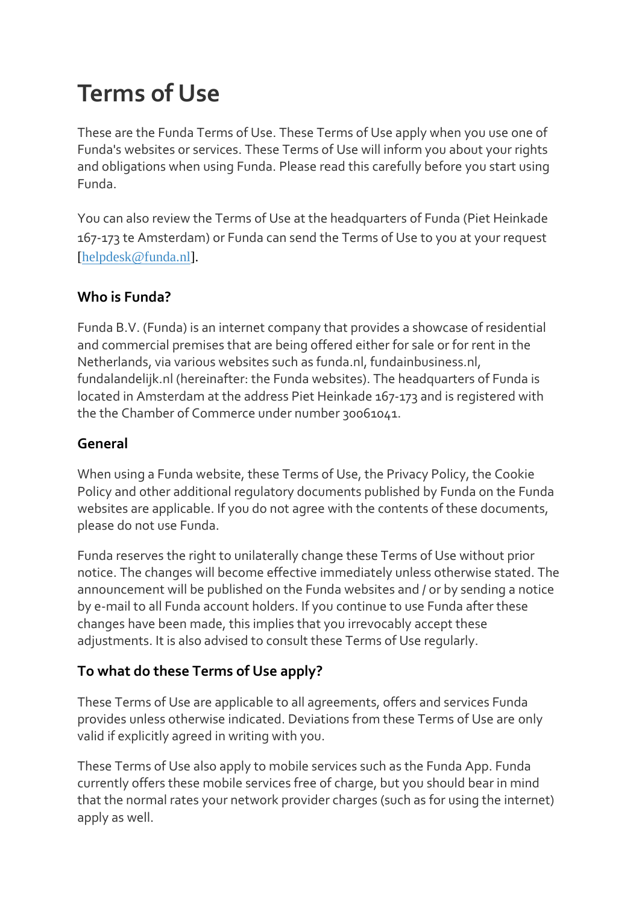# Terms of Use

These are the Funda Terms of Use. These Terms of Use apply when you use one of Funda's websites or services. These Terms of Use will inform you about your rights and obligations when using Funda. Please read this carefully before you start using Funda.

You can also review the Terms of Use at the headquarters of Funda (Piet Heinkade 167-173 te Amsterdam) or Funda can send the Terms of Use to you at your request [helpdesk@funda.nl].

## Who is Funda?

Funda B.V. (Funda) is an internet company that provides a showcase of residential and commercial premises that are being offered either for sale or for rent in the Netherlands, via various websites such as funda.nl, fundainbusiness.nl, fundalandelijk.nl (hereinafter: the Funda websites). The headquarters of Funda is located in Amsterdam at the address Piet Heinkade 167-173 and is registered with the the Chamber of Commerce under number 30061041.

## General

When using a Funda website, these Terms of Use, the Privacy Policy, the Cookie Policy and other additional regulatory documents published by Funda on the Funda websites are applicable. If you do not agree with the contents of these documents, please do not use Funda.

Funda reserves the right to unilaterally change these Terms of Use without prior notice. The changes will become effective immediately unless otherwise stated. The announcement will be published on the Funda websites and / or by sending a notice by e-mail to all Funda account holders. If you continue to use Funda after these changes have been made, this implies that you irrevocably accept these adjustments. It is also advised to consult these Terms of Use regularly.

## To what do these Terms of Use apply?

These Terms of Use are applicable to all agreements, offers and services Funda provides unless otherwise indicated. Deviations from these Terms of Use are only valid if explicitly agreed in writing with you.

These Terms of Use also apply to mobile services such as the Funda App. Funda currently offers these mobile services free of charge, but you should bear in mind that the normal rates your network provider charges (such as for using the internet) apply as well.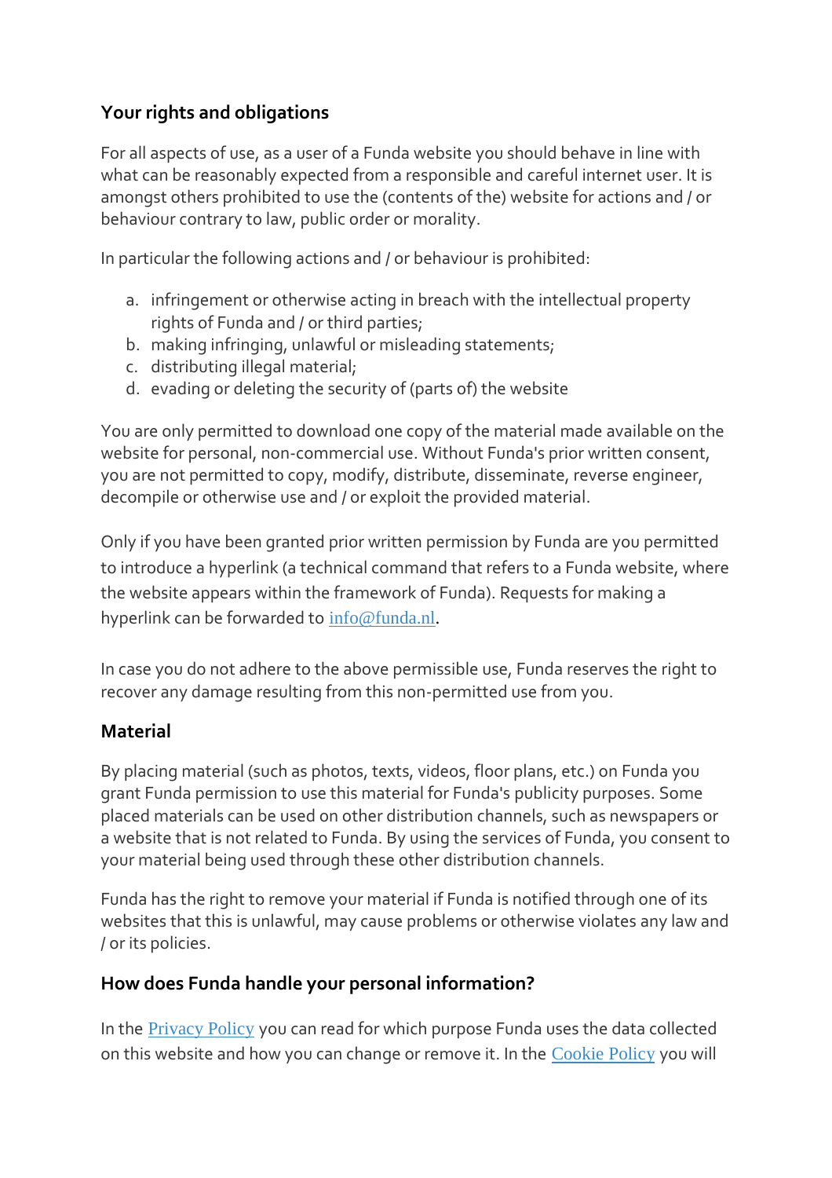## Your rights and obligations

For all aspects of use, as a user of a Funda website you should behave in line with what can be reasonably expected from a responsible and careful internet user. It is amongst others prohibited to use the (contents of the) website for actions and / or behaviour contrary to law, public order or morality.

In particular the following actions and / or behaviour is prohibited:

a. infringement or otherwise acting in breach with the intellectual property rights of Funda and / or third parties;
b. making infringing, unlawful or misleading statements;
c. distributing illegal material;
d. evading or deleting the security of (parts of) the website

You are only permitted to download one copy of the material made available on the website for personal, non-commercial use. Without Funda's prior written consent, you are not permitted to copy, modify, distribute, disseminate, reverse engineer, decompile or otherwise use and / or exploit the provided material.

Only if you have been granted prior written permission by Funda are you permitted to introduce a hyperlink (a technical command that refers to a Funda website, where the website appears within the framework of Funda). Requests for making a hyperlink can be forwarded to info@funda.nl.

In case you do not adhere to the above permissible use, Funda reserves the right to recover any damage resulting from this non-permitted use from you.

## Material

By placing material (such as photos, texts, videos, floor plans, etc.) on Funda you grant Funda permission to use this material for Funda's publicity purposes. Some placed materials can be used on other distribution channels, such as newspapers or a website that is not related to Funda. By using the services of Funda, you consent to your material being used through these other distribution channels.

Funda has the right to remove your material if Funda is notified through one of its websites that this is unlawful, may cause problems or otherwise violates any law and / or its policies.

## How does Funda handle your personal information?

In the Privacy Policy you can read for which purpose Funda uses the data collected on this website and how you can change or remove it. In the Cookie Policy you will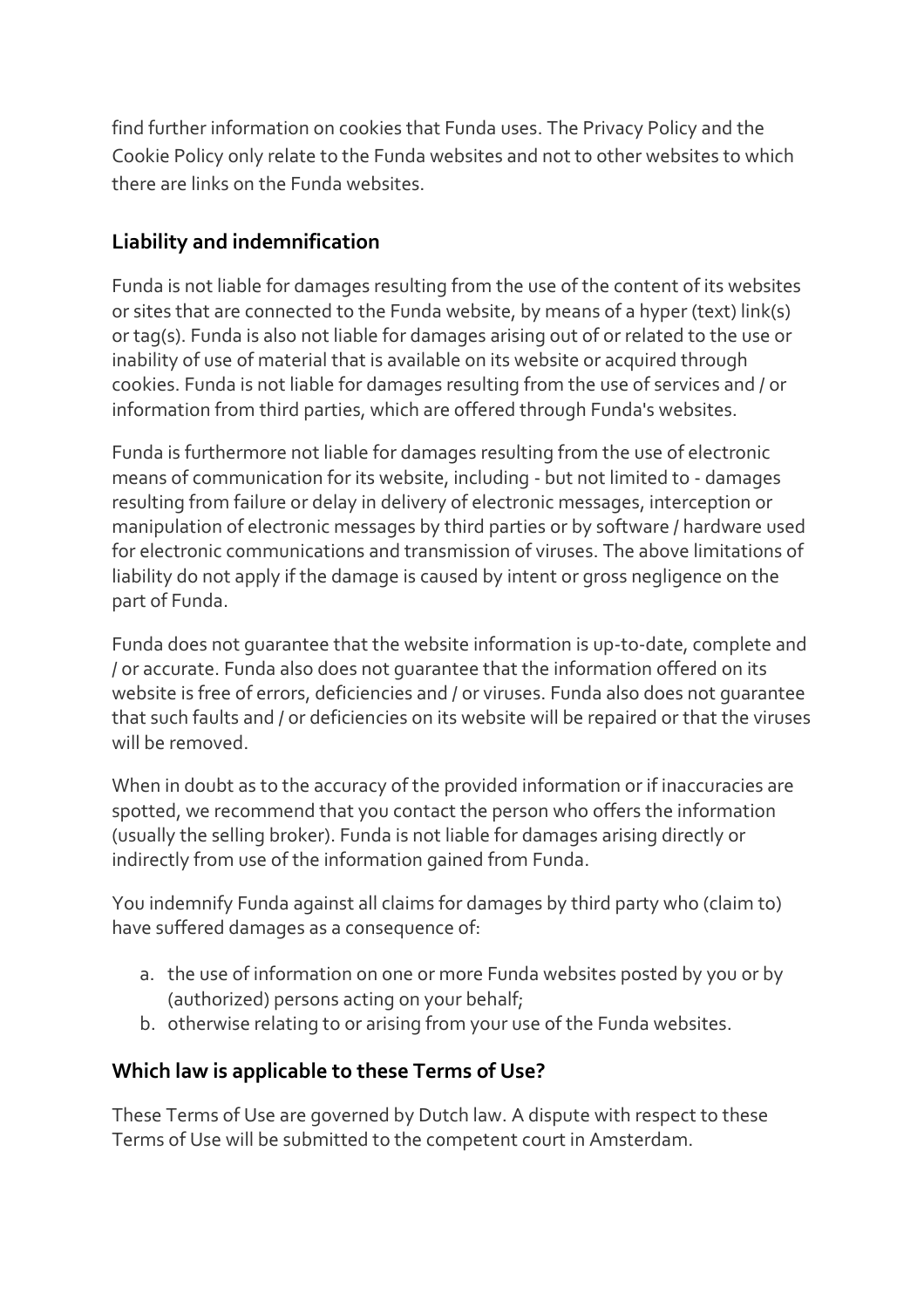find further information on cookies that Funda uses. The Privacy Policy and the Cookie Policy only relate to the Funda websites and not to other websites to which there are links on the Funda websites.

## Liability and indemnification

Funda is not liable for damages resulting from the use of the content of its websites or sites that are connected to the Funda website, by means of a hyper (text) link(s) or tag(s). Funda is also not liable for damages arising out of or related to the use or inability of use of material that is available on its website or acquired through cookies. Funda is not liable for damages resulting from the use of services and / or information from third parties, which are offered through Funda's websites.

Funda is furthermore not liable for damages resulting from the use of electronic means of communication for its website, including - but not limited to - damages resulting from failure or delay in delivery of electronic messages, interception or manipulation of electronic messages by third parties or by software / hardware used for electronic communications and transmission of viruses. The above limitations of liability do not apply if the damage is caused by intent or gross negligence on the part of Funda.

Funda does not guarantee that the website information is up-to-date, complete and / or accurate. Funda also does not guarantee that the information offered on its website is free of errors, deficiencies and / or viruses. Funda also does not guarantee that such faults and / or deficiencies on its website will be repaired or that the viruses will be removed.

When in doubt as to the accuracy of the provided information or if inaccuracies are spotted, we recommend that you contact the person who offers the information (usually the selling broker). Funda is not liable for damages arising directly or indirectly from use of the information gained from Funda.

You indemnify Funda against all claims for damages by third party who (claim to) have suffered damages as a consequence of:

a. the use of information on one or more Funda websites posted by you or by (authorized) persons acting on your behalf;
b. otherwise relating to or arising from your use of the Funda websites.

## Which law is applicable to these Terms of Use?

These Terms of Use are governed by Dutch law. A dispute with respect to these Terms of Use will be submitted to the competent court in Amsterdam.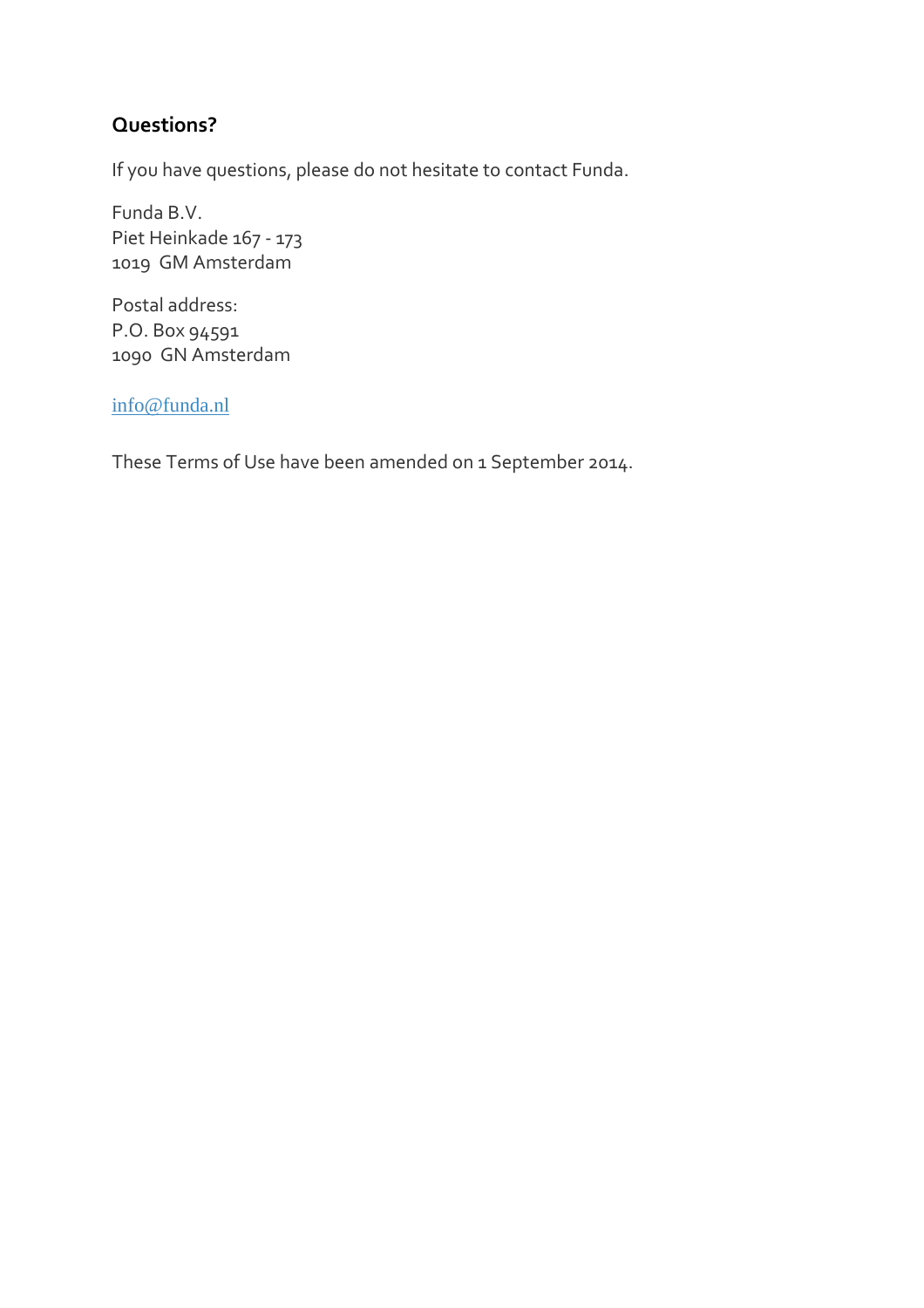## Questions?

If you have questions, please do not hesitate to contact Funda.

Funda B.V.
Piet Heinkade 167 - 173
1019 GM Amsterdam

Postal address:
P.O. Box 94591
1090 GN Amsterdam

info@funda.nl

These Terms of Use have been amended on 1 September 2014.